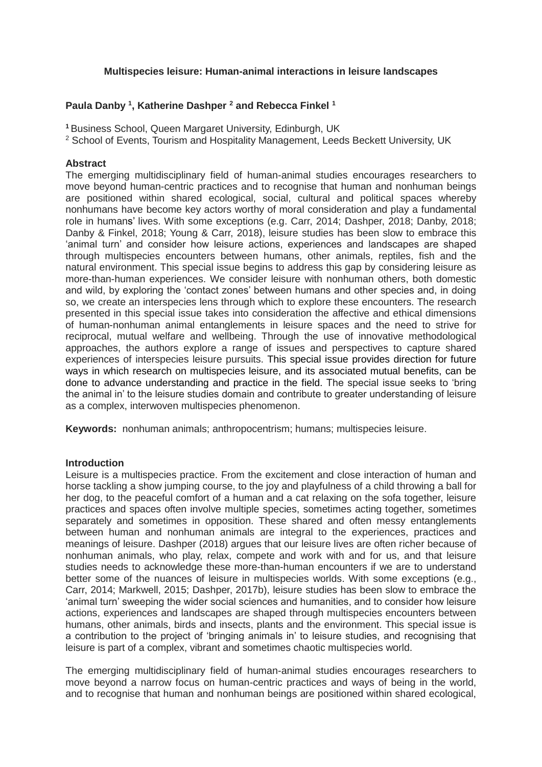# Multispecies leisure: Human-animal interactions in leisure landscapes

**Paula Danby [1], Katherine Dashper [2] and Rebecca Finkel [1]**

[1] Business School, Queen Margaret University, Edinburgh, UK
[2] School of Events, Tourism and Hospitality Management, Leeds Beckett University, UK

## Abstract

The emerging multidisciplinary field of human-animal studies encourages researchers to move beyond human-centric practices and to recognise that human and nonhuman beings are positioned within shared ecological, social, cultural and political spaces whereby nonhumans have become key actors worthy of moral consideration and play a fundamental role in humans' lives. With some exceptions (e.g. Carr, 2014; Dashper, 2018; Danby, 2018; Danby & Finkel, 2018; Young & Carr, 2018), leisure studies has been slow to embrace this 'animal turn' and consider how leisure actions, experiences and landscapes are shaped through multispecies encounters between humans, other animals, reptiles, fish and the natural environment. This special issue begins to address this gap by considering leisure as more-than-human experiences. We consider leisure with nonhuman others, both domestic and wild, by exploring the 'contact zones' between humans and other species and, in doing so, we create an interspecies lens through which to explore these encounters. The research presented in this special issue takes into consideration the affective and ethical dimensions of human-nonhuman animal entanglements in leisure spaces and the need to strive for reciprocal, mutual welfare and wellbeing. Through the use of innovative methodological approaches, the authors explore a range of issues and perspectives to capture shared experiences of interspecies leisure pursuits. This special issue provides direction for future ways in which research on multispecies leisure, and its associated mutual benefits, can be done to advance understanding and practice in the field. The special issue seeks to 'bring the animal in' to the leisure studies domain and contribute to greater understanding of leisure as a complex, interwoven multispecies phenomenon.

**Keywords:** nonhuman animals; anthropocentrism; humans; multispecies leisure.

## Introduction

Leisure is a multispecies practice. From the excitement and close interaction of human and horse tackling a show jumping course, to the joy and playfulness of a child throwing a ball for her dog, to the peaceful comfort of a human and a cat relaxing on the sofa together, leisure practices and spaces often involve multiple species, sometimes acting together, sometimes separately and sometimes in opposition. These shared and often messy entanglements between human and nonhuman animals are integral to the experiences, practices and meanings of leisure. Dashper (2018) argues that our leisure lives are often richer because of nonhuman animals, who play, relax, compete and work with and for us, and that leisure studies needs to acknowledge these more-than-human encounters if we are to understand better some of the nuances of leisure in multispecies worlds. With some exceptions (e.g., Carr, 2014; Markwell, 2015; Dashper, 2017b), leisure studies has been slow to embrace the 'animal turn' sweeping the wider social sciences and humanities, and to consider how leisure actions, experiences and landscapes are shaped through multispecies encounters between humans, other animals, birds and insects, plants and the environment. This special issue is a contribution to the project of 'bringing animals in' to leisure studies, and recognising that leisure is part of a complex, vibrant and sometimes chaotic multispecies world.

The emerging multidisciplinary field of human-animal studies encourages researchers to move beyond a narrow focus on human-centric practices and ways of being in the world, and to recognise that human and nonhuman beings are positioned within shared ecological,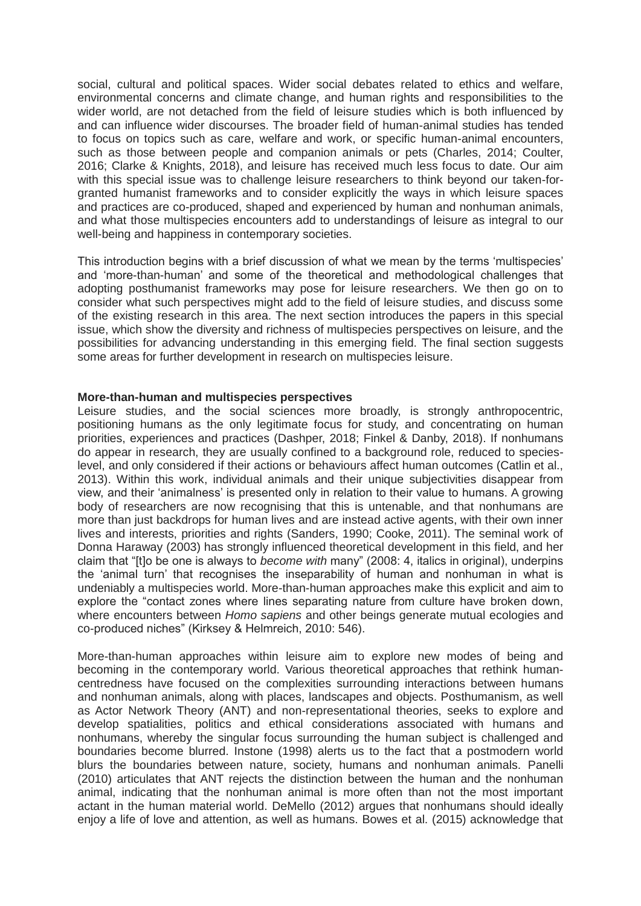social, cultural and political spaces. Wider social debates related to ethics and welfare, environmental concerns and climate change, and human rights and responsibilities to the wider world, are not detached from the field of leisure studies which is both influenced by and can influence wider discourses. The broader field of human-animal studies has tended to focus on topics such as care, welfare and work, or specific human-animal encounters, such as those between people and companion animals or pets (Charles, 2014; Coulter, 2016; Clarke & Knights, 2018), and leisure has received much less focus to date. Our aim with this special issue was to challenge leisure researchers to think beyond our taken-for-granted humanist frameworks and to consider explicitly the ways in which leisure spaces and practices are co-produced, shaped and experienced by human and nonhuman animals, and what those multispecies encounters add to understandings of leisure as integral to our well-being and happiness in contemporary societies.

This introduction begins with a brief discussion of what we mean by the terms 'multispecies' and 'more-than-human' and some of the theoretical and methodological challenges that adopting posthumanist frameworks may pose for leisure researchers. We then go on to consider what such perspectives might add to the field of leisure studies, and discuss some of the existing research in this area. The next section introduces the papers in this special issue, which show the diversity and richness of multispecies perspectives on leisure, and the possibilities for advancing understanding in this emerging field. The final section suggests some areas for further development in research on multispecies leisure.

**More-than-human and multispecies perspectives**

Leisure studies, and the social sciences more broadly, is strongly anthropocentric, positioning humans as the only legitimate focus for study, and concentrating on human priorities, experiences and practices (Dashper, 2018; Finkel & Danby, 2018). If nonhumans do appear in research, they are usually confined to a background role, reduced to species-level, and only considered if their actions or behaviours affect human outcomes (Catlin et al., 2013). Within this work, individual animals and their unique subjectivities disappear from view, and their 'animalness' is presented only in relation to their value to humans. A growing body of researchers are now recognising that this is untenable, and that nonhumans are more than just backdrops for human lives and are instead active agents, with their own inner lives and interests, priorities and rights (Sanders, 1990; Cooke, 2011). The seminal work of Donna Haraway (2003) has strongly influenced theoretical development in this field, and her claim that "[t]o be one is always to *become with* many" (2008: 4, italics in original), underpins the 'animal turn' that recognises the inseparability of human and nonhuman in what is undeniably a multispecies world. More-than-human approaches make this explicit and aim to explore the "contact zones where lines separating nature from culture have broken down, where encounters between *Homo sapiens* and other beings generate mutual ecologies and co-produced niches" (Kirksey & Helmreich, 2010: 546).

More-than-human approaches within leisure aim to explore new modes of being and becoming in the contemporary world. Various theoretical approaches that rethink human-centredness have focused on the complexities surrounding interactions between humans and nonhuman animals, along with places, landscapes and objects. Posthumanism, as well as Actor Network Theory (ANT) and non-representational theories, seeks to explore and develop spatialities, politics and ethical considerations associated with humans and nonhumans, whereby the singular focus surrounding the human subject is challenged and boundaries become blurred. Instone (1998) alerts us to the fact that a postmodern world blurs the boundaries between nature, society, humans and nonhuman animals. Panelli (2010) articulates that ANT rejects the distinction between the human and the nonhuman animal, indicating that the nonhuman animal is more often than not the most important actant in the human material world. DeMello (2012) argues that nonhumans should ideally enjoy a life of love and attention, as well as humans. Bowes et al. (2015) acknowledge that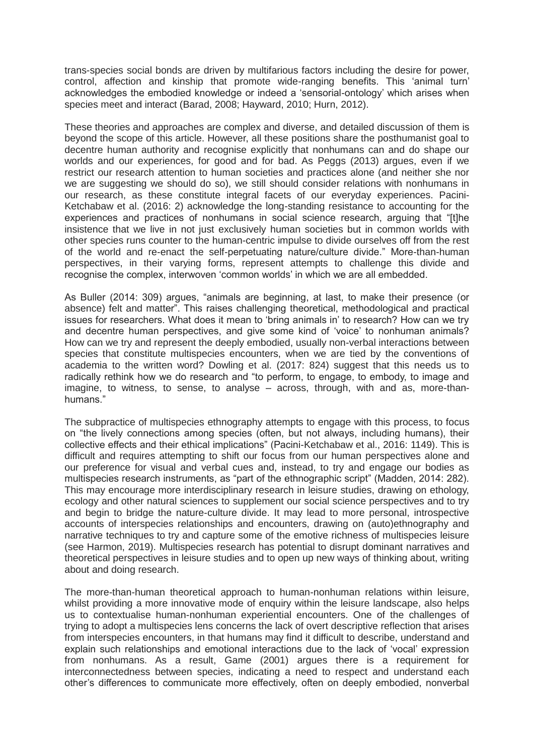trans-species social bonds are driven by multifarious factors including the desire for power, control, affection and kinship that promote wide-ranging benefits. This 'animal turn' acknowledges the embodied knowledge or indeed a 'sensorial-ontology' which arises when species meet and interact (Barad, 2008; Hayward, 2010; Hurn, 2012).

These theories and approaches are complex and diverse, and detailed discussion of them is beyond the scope of this article. However, all these positions share the posthumanist goal to decentre human authority and recognise explicitly that nonhumans can and do shape our worlds and our experiences, for good and for bad. As Peggs (2013) argues, even if we restrict our research attention to human societies and practices alone (and neither she nor we are suggesting we should do so), we still should consider relations with nonhumans in our research, as these constitute integral facets of our everyday experiences. Pacini-Ketchabaw et al. (2016: 2) acknowledge the long-standing resistance to accounting for the experiences and practices of nonhumans in social science research, arguing that "[t]he insistence that we live in not just exclusively human societies but in common worlds with other species runs counter to the human-centric impulse to divide ourselves off from the rest of the world and re-enact the self-perpetuating nature/culture divide." More-than-human perspectives, in their varying forms, represent attempts to challenge this divide and recognise the complex, interwoven 'common worlds' in which we are all embedded.

As Buller (2014: 309) argues, "animals are beginning, at last, to make their presence (or absence) felt and matter". This raises challenging theoretical, methodological and practical issues for researchers. What does it mean to 'bring animals in' to research? How can we try and decentre human perspectives, and give some kind of 'voice' to nonhuman animals? How can we try and represent the deeply embodied, usually non-verbal interactions between species that constitute multispecies encounters, when we are tied by the conventions of academia to the written word? Dowling et al. (2017: 824) suggest that this needs us to radically rethink how we do research and "to perform, to engage, to embody, to image and imagine, to witness, to sense, to analyse – across, through, with and as, more-than-humans."

The subpractice of multispecies ethnography attempts to engage with this process, to focus on "the lively connections among species (often, but not always, including humans), their collective effects and their ethical implications" (Pacini-Ketchabaw et al., 2016: 1149). This is difficult and requires attempting to shift our focus from our human perspectives alone and our preference for visual and verbal cues and, instead, to try and engage our bodies as multispecies research instruments, as "part of the ethnographic script" (Madden, 2014: 282). This may encourage more interdisciplinary research in leisure studies, drawing on ethology, ecology and other natural sciences to supplement our social science perspectives and to try and begin to bridge the nature-culture divide. It may lead to more personal, introspective accounts of interspecies relationships and encounters, drawing on (auto)ethnography and narrative techniques to try and capture some of the emotive richness of multispecies leisure (see Harmon, 2019). Multispecies research has potential to disrupt dominant narratives and theoretical perspectives in leisure studies and to open up new ways of thinking about, writing about and doing research.

The more-than-human theoretical approach to human-nonhuman relations within leisure, whilst providing a more innovative mode of enquiry within the leisure landscape, also helps us to contextualise human-nonhuman experiential encounters. One of the challenges of trying to adopt a multispecies lens concerns the lack of overt descriptive reflection that arises from interspecies encounters, in that humans may find it difficult to describe, understand and explain such relationships and emotional interactions due to the lack of 'vocal' expression from nonhumans. As a result, Game (2001) argues there is a requirement for interconnectedness between species, indicating a need to respect and understand each other's differences to communicate more effectively, often on deeply embodied, nonverbal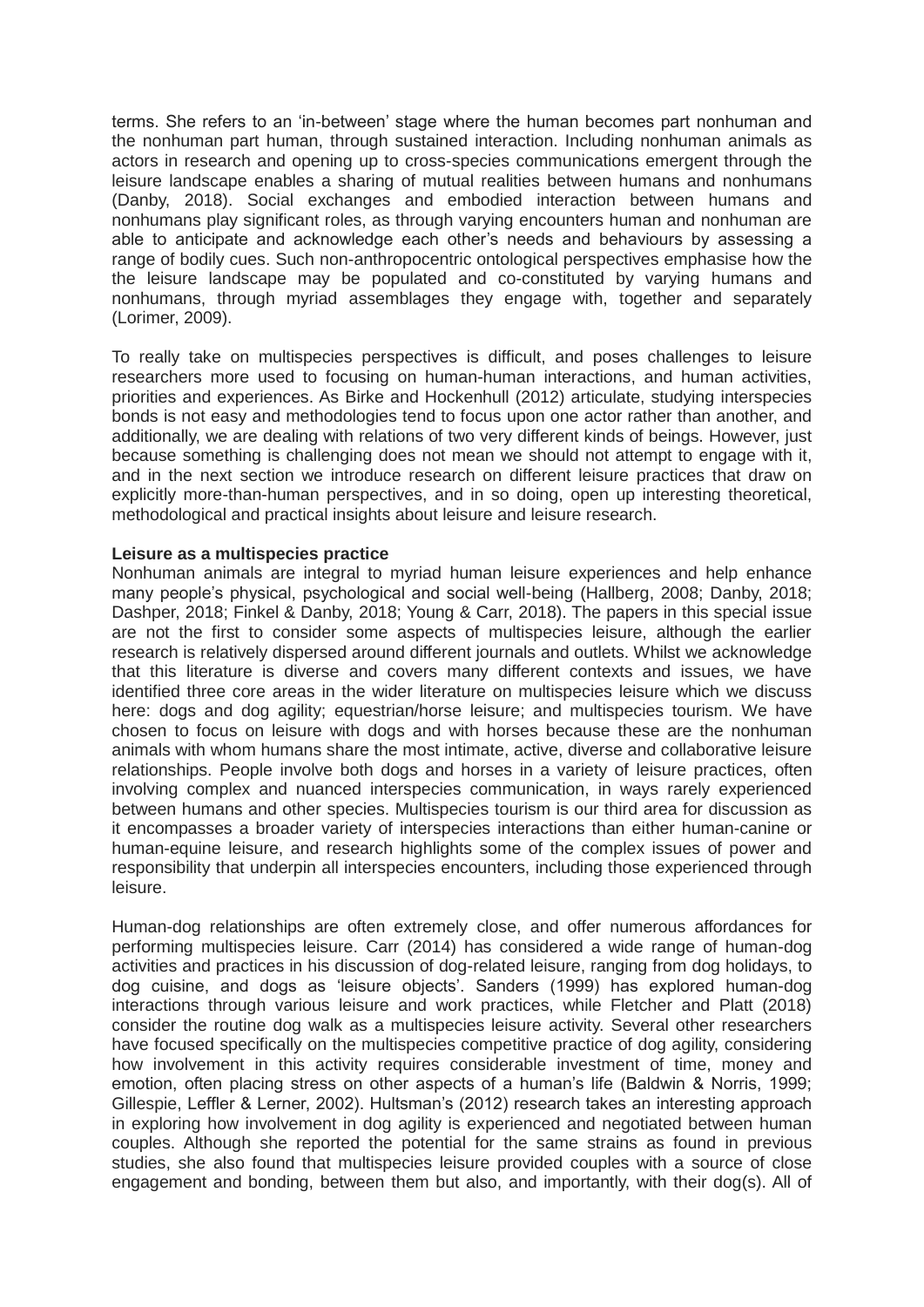terms. She refers to an 'in-between' stage where the human becomes part nonhuman and the nonhuman part human, through sustained interaction. Including nonhuman animals as actors in research and opening up to cross-species communications emergent through the leisure landscape enables a sharing of mutual realities between humans and nonhumans (Danby, 2018). Social exchanges and embodied interaction between humans and nonhumans play significant roles, as through varying encounters human and nonhuman are able to anticipate and acknowledge each other's needs and behaviours by assessing a range of bodily cues. Such non-anthropocentric ontological perspectives emphasise how the the leisure landscape may be populated and co-constituted by varying humans and nonhumans, through myriad assemblages they engage with, together and separately (Lorimer, 2009).

To really take on multispecies perspectives is difficult, and poses challenges to leisure researchers more used to focusing on human-human interactions, and human activities, priorities and experiences. As Birke and Hockenhull (2012) articulate, studying interspecies bonds is not easy and methodologies tend to focus upon one actor rather than another, and additionally, we are dealing with relations of two very different kinds of beings. However, just because something is challenging does not mean we should not attempt to engage with it, and in the next section we introduce research on different leisure practices that draw on explicitly more-than-human perspectives, and in so doing, open up interesting theoretical, methodological and practical insights about leisure and leisure research.

**Leisure as a multispecies practice**

Nonhuman animals are integral to myriad human leisure experiences and help enhance many people's physical, psychological and social well-being (Hallberg, 2008; Danby, 2018; Dashper, 2018; Finkel & Danby, 2018; Young & Carr, 2018). The papers in this special issue are not the first to consider some aspects of multispecies leisure, although the earlier research is relatively dispersed around different journals and outlets. Whilst we acknowledge that this literature is diverse and covers many different contexts and issues, we have identified three core areas in the wider literature on multispecies leisure which we discuss here: dogs and dog agility; equestrian/horse leisure; and multispecies tourism. We have chosen to focus on leisure with dogs and with horses because these are the nonhuman animals with whom humans share the most intimate, active, diverse and collaborative leisure relationships. People involve both dogs and horses in a variety of leisure practices, often involving complex and nuanced interspecies communication, in ways rarely experienced between humans and other species. Multispecies tourism is our third area for discussion as it encompasses a broader variety of interspecies interactions than either human-canine or human-equine leisure, and research highlights some of the complex issues of power and responsibility that underpin all interspecies encounters, including those experienced through leisure.

Human-dog relationships are often extremely close, and offer numerous affordances for performing multispecies leisure. Carr (2014) has considered a wide range of human-dog activities and practices in his discussion of dog-related leisure, ranging from dog holidays, to dog cuisine, and dogs as 'leisure objects'. Sanders (1999) has explored human-dog interactions through various leisure and work practices, while Fletcher and Platt (2018) consider the routine dog walk as a multispecies leisure activity. Several other researchers have focused specifically on the multispecies competitive practice of dog agility, considering how involvement in this activity requires considerable investment of time, money and emotion, often placing stress on other aspects of a human's life (Baldwin & Norris, 1999; Gillespie, Leffler & Lerner, 2002). Hultsman's (2012) research takes an interesting approach in exploring how involvement in dog agility is experienced and negotiated between human couples. Although she reported the potential for the same strains as found in previous studies, she also found that multispecies leisure provided couples with a source of close engagement and bonding, between them but also, and importantly, with their dog(s). All of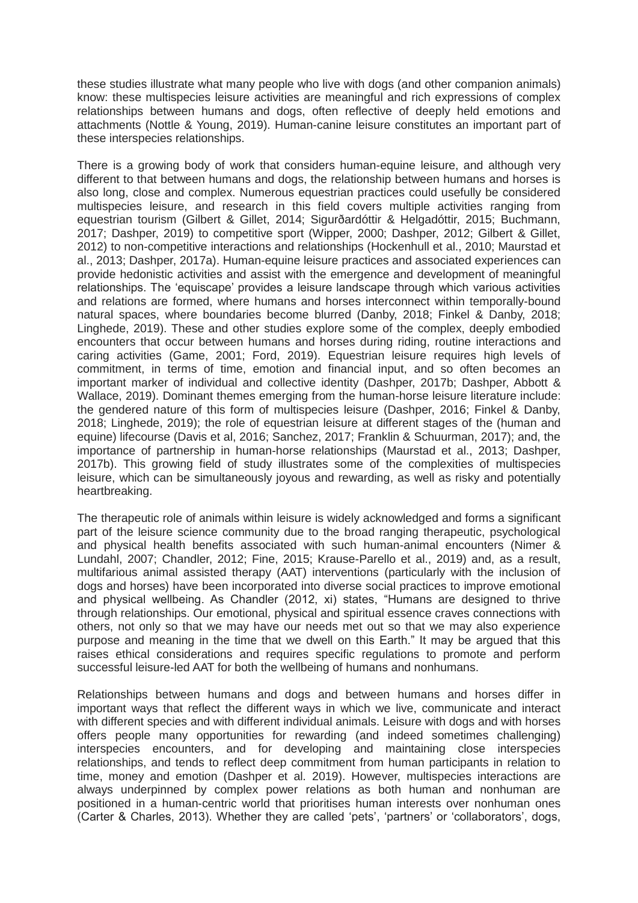these studies illustrate what many people who live with dogs (and other companion animals) know: these multispecies leisure activities are meaningful and rich expressions of complex relationships between humans and dogs, often reflective of deeply held emotions and attachments (Nottle & Young, 2019). Human-canine leisure constitutes an important part of these interspecies relationships.

There is a growing body of work that considers human-equine leisure, and although very different to that between humans and dogs, the relationship between humans and horses is also long, close and complex. Numerous equestrian practices could usefully be considered multispecies leisure, and research in this field covers multiple activities ranging from equestrian tourism (Gilbert & Gillet, 2014; Sigurðardóttir & Helgadóttir, 2015; Buchmann, 2017; Dashper, 2019) to competitive sport (Wipper, 2000; Dashper, 2012; Gilbert & Gillet, 2012) to non-competitive interactions and relationships (Hockenhull et al., 2010; Maurstad et al., 2013; Dashper, 2017a). Human-equine leisure practices and associated experiences can provide hedonistic activities and assist with the emergence and development of meaningful relationships. The 'equiscape' provides a leisure landscape through which various activities and relations are formed, where humans and horses interconnect within temporally-bound natural spaces, where boundaries become blurred (Danby, 2018; Finkel & Danby, 2018; Linghede, 2019). These and other studies explore some of the complex, deeply embodied encounters that occur between humans and horses during riding, routine interactions and caring activities (Game, 2001; Ford, 2019). Equestrian leisure requires high levels of commitment, in terms of time, emotion and financial input, and so often becomes an important marker of individual and collective identity (Dashper, 2017b; Dashper, Abbott & Wallace, 2019). Dominant themes emerging from the human-horse leisure literature include: the gendered nature of this form of multispecies leisure (Dashper, 2016; Finkel & Danby, 2018; Linghede, 2019); the role of equestrian leisure at different stages of the (human and equine) lifecourse (Davis et al, 2016; Sanchez, 2017; Franklin & Schuurman, 2017); and, the importance of partnership in human-horse relationships (Maurstad et al., 2013; Dashper, 2017b). This growing field of study illustrates some of the complexities of multispecies leisure, which can be simultaneously joyous and rewarding, as well as risky and potentially heartbreaking.

The therapeutic role of animals within leisure is widely acknowledged and forms a significant part of the leisure science community due to the broad ranging therapeutic, psychological and physical health benefits associated with such human-animal encounters (Nimer & Lundahl, 2007; Chandler, 2012; Fine, 2015; Krause-Parello et al., 2019) and, as a result, multifarious animal assisted therapy (AAT) interventions (particularly with the inclusion of dogs and horses) have been incorporated into diverse social practices to improve emotional and physical wellbeing. As Chandler (2012, xi) states, "Humans are designed to thrive through relationships. Our emotional, physical and spiritual essence craves connections with others, not only so that we may have our needs met out so that we may also experience purpose and meaning in the time that we dwell on this Earth." It may be argued that this raises ethical considerations and requires specific regulations to promote and perform successful leisure-led AAT for both the wellbeing of humans and nonhumans.

Relationships between humans and dogs and between humans and horses differ in important ways that reflect the different ways in which we live, communicate and interact with different species and with different individual animals. Leisure with dogs and with horses offers people many opportunities for rewarding (and indeed sometimes challenging) interspecies encounters, and for developing and maintaining close interspecies relationships, and tends to reflect deep commitment from human participants in relation to time, money and emotion (Dashper et al. 2019). However, multispecies interactions are always underpinned by complex power relations as both human and nonhuman are positioned in a human-centric world that prioritises human interests over nonhuman ones (Carter & Charles, 2013). Whether they are called 'pets', 'partners' or 'collaborators', dogs,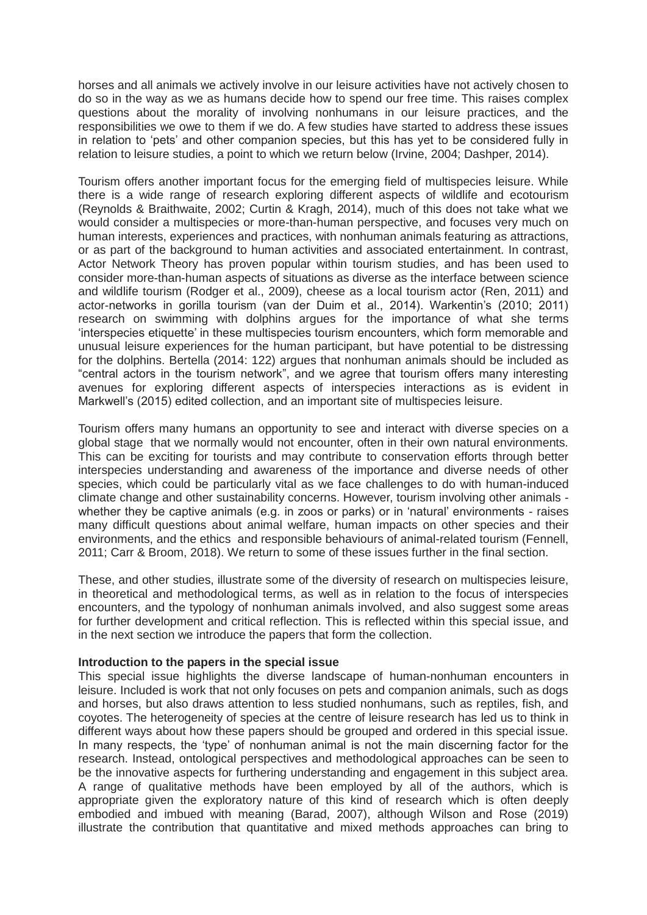horses and all animals we actively involve in our leisure activities have not actively chosen to do so in the way as we as humans decide how to spend our free time. This raises complex questions about the morality of involving nonhumans in our leisure practices, and the responsibilities we owe to them if we do. A few studies have started to address these issues in relation to 'pets' and other companion species, but this has yet to be considered fully in relation to leisure studies, a point to which we return below (Irvine, 2004; Dashper, 2014).

Tourism offers another important focus for the emerging field of multispecies leisure. While there is a wide range of research exploring different aspects of wildlife and ecotourism (Reynolds & Braithwaite, 2002; Curtin & Kragh, 2014), much of this does not take what we would consider a multispecies or more-than-human perspective, and focuses very much on human interests, experiences and practices, with nonhuman animals featuring as attractions, or as part of the background to human activities and associated entertainment. In contrast, Actor Network Theory has proven popular within tourism studies, and has been used to consider more-than-human aspects of situations as diverse as the interface between science and wildlife tourism (Rodger et al., 2009), cheese as a local tourism actor (Ren, 2011) and actor-networks in gorilla tourism (van der Duim et al., 2014). Warkentin's (2010; 2011) research on swimming with dolphins argues for the importance of what she terms 'interspecies etiquette' in these multispecies tourism encounters, which form memorable and unusual leisure experiences for the human participant, but have potential to be distressing for the dolphins. Bertella (2014: 122) argues that nonhuman animals should be included as "central actors in the tourism network", and we agree that tourism offers many interesting avenues for exploring different aspects of interspecies interactions as is evident in Markwell's (2015) edited collection, and an important site of multispecies leisure.

Tourism offers many humans an opportunity to see and interact with diverse species on a global stage that we normally would not encounter, often in their own natural environments. This can be exciting for tourists and may contribute to conservation efforts through better interspecies understanding and awareness of the importance and diverse needs of other species, which could be particularly vital as we face challenges to do with human-induced climate change and other sustainability concerns. However, tourism involving other animals - whether they be captive animals (e.g. in zoos or parks) or in 'natural' environments - raises many difficult questions about animal welfare, human impacts on other species and their environments, and the ethics and responsible behaviours of animal-related tourism (Fennell, 2011; Carr & Broom, 2018). We return to some of these issues further in the final section.

These, and other studies, illustrate some of the diversity of research on multispecies leisure, in theoretical and methodological terms, as well as in relation to the focus of interspecies encounters, and the typology of nonhuman animals involved, and also suggest some areas for further development and critical reflection. This is reflected within this special issue, and in the next section we introduce the papers that form the collection.

**Introduction to the papers in the special issue**

This special issue highlights the diverse landscape of human-nonhuman encounters in leisure. Included is work that not only focuses on pets and companion animals, such as dogs and horses, but also draws attention to less studied nonhumans, such as reptiles, fish, and coyotes. The heterogeneity of species at the centre of leisure research has led us to think in different ways about how these papers should be grouped and ordered in this special issue. In many respects, the 'type' of nonhuman animal is not the main discerning factor for the research. Instead, ontological perspectives and methodological approaches can be seen to be the innovative aspects for furthering understanding and engagement in this subject area. A range of qualitative methods have been employed by all of the authors, which is appropriate given the exploratory nature of this kind of research which is often deeply embodied and imbued with meaning (Barad, 2007), although Wilson and Rose (2019) illustrate the contribution that quantitative and mixed methods approaches can bring to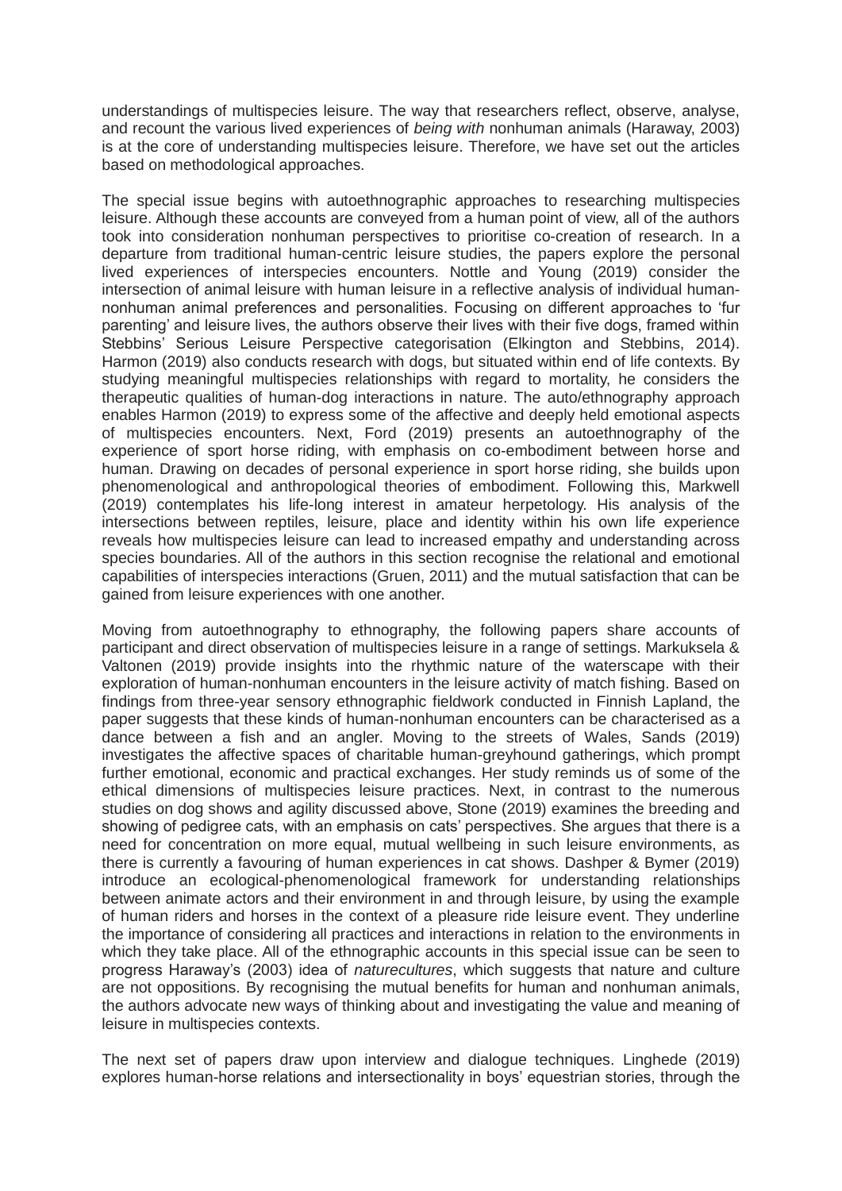understandings of multispecies leisure. The way that researchers reflect, observe, analyse, and recount the various lived experiences of *being with* nonhuman animals (Haraway, 2003) is at the core of understanding multispecies leisure. Therefore, we have set out the articles based on methodological approaches.

The special issue begins with autoethnographic approaches to researching multispecies leisure. Although these accounts are conveyed from a human point of view, all of the authors took into consideration nonhuman perspectives to prioritise co-creation of research. In a departure from traditional human-centric leisure studies, the papers explore the personal lived experiences of interspecies encounters. Nottle and Young (2019) consider the intersection of animal leisure with human leisure in a reflective analysis of individual human-nonhuman animal preferences and personalities. Focusing on different approaches to 'fur parenting' and leisure lives, the authors observe their lives with their five dogs, framed within Stebbins' Serious Leisure Perspective categorisation (Elkington and Stebbins, 2014). Harmon (2019) also conducts research with dogs, but situated within end of life contexts. By studying meaningful multispecies relationships with regard to mortality, he considers the therapeutic qualities of human-dog interactions in nature. The auto/ethnography approach enables Harmon (2019) to express some of the affective and deeply held emotional aspects of multispecies encounters. Next, Ford (2019) presents an autoethnography of the experience of sport horse riding, with emphasis on co-embodiment between horse and human. Drawing on decades of personal experience in sport horse riding, she builds upon phenomenological and anthropological theories of embodiment. Following this, Markwell (2019) contemplates his life-long interest in amateur herpetology. His analysis of the intersections between reptiles, leisure, place and identity within his own life experience reveals how multispecies leisure can lead to increased empathy and understanding across species boundaries. All of the authors in this section recognise the relational and emotional capabilities of interspecies interactions (Gruen, 2011) and the mutual satisfaction that can be gained from leisure experiences with one another.

Moving from autoethnography to ethnography, the following papers share accounts of participant and direct observation of multispecies leisure in a range of settings. Markuksela & Valtonen (2019) provide insights into the rhythmic nature of the waterscape with their exploration of human-nonhuman encounters in the leisure activity of match fishing. Based on findings from three-year sensory ethnographic fieldwork conducted in Finnish Lapland, the paper suggests that these kinds of human-nonhuman encounters can be characterised as a dance between a fish and an angler. Moving to the streets of Wales, Sands (2019) investigates the affective spaces of charitable human-greyhound gatherings, which prompt further emotional, economic and practical exchanges. Her study reminds us of some of the ethical dimensions of multispecies leisure practices. Next, in contrast to the numerous studies on dog shows and agility discussed above, Stone (2019) examines the breeding and showing of pedigree cats, with an emphasis on cats' perspectives. She argues that there is a need for concentration on more equal, mutual wellbeing in such leisure environments, as there is currently a favouring of human experiences in cat shows. Dashper & Bymer (2019) introduce an ecological-phenomenological framework for understanding relationships between animate actors and their environment in and through leisure, by using the example of human riders and horses in the context of a pleasure ride leisure event. They underline the importance of considering all practices and interactions in relation to the environments in which they take place. All of the ethnographic accounts in this special issue can be seen to progress Haraway's (2003) idea of *naturecultures*, which suggests that nature and culture are not oppositions. By recognising the mutual benefits for human and nonhuman animals, the authors advocate new ways of thinking about and investigating the value and meaning of leisure in multispecies contexts.

The next set of papers draw upon interview and dialogue techniques. Linghede (2019) explores human-horse relations and intersectionality in boys' equestrian stories, through the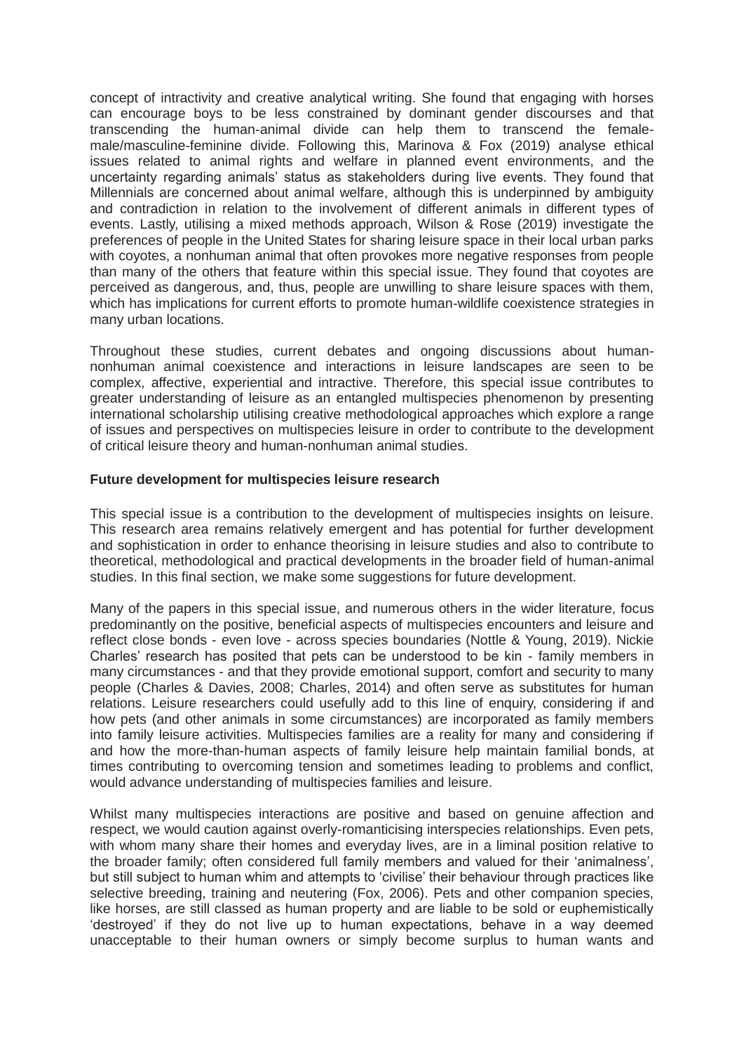concept of intractivity and creative analytical writing. She found that engaging with horses can encourage boys to be less constrained by dominant gender discourses and that transcending the human-animal divide can help them to transcend the female-male/masculine-feminine divide. Following this, Marinova & Fox (2019) analyse ethical issues related to animal rights and welfare in planned event environments, and the uncertainty regarding animals' status as stakeholders during live events. They found that Millennials are concerned about animal welfare, although this is underpinned by ambiguity and contradiction in relation to the involvement of different animals in different types of events. Lastly, utilising a mixed methods approach, Wilson & Rose (2019) investigate the preferences of people in the United States for sharing leisure space in their local urban parks with coyotes, a nonhuman animal that often provokes more negative responses from people than many of the others that feature within this special issue. They found that coyotes are perceived as dangerous, and, thus, people are unwilling to share leisure spaces with them, which has implications for current efforts to promote human-wildlife coexistence strategies in many urban locations.

Throughout these studies, current debates and ongoing discussions about human-nonhuman animal coexistence and interactions in leisure landscapes are seen to be complex, affective, experiential and intractive. Therefore, this special issue contributes to greater understanding of leisure as an entangled multispecies phenomenon by presenting international scholarship utilising creative methodological approaches which explore a range of issues and perspectives on multispecies leisure in order to contribute to the development of critical leisure theory and human-nonhuman animal studies.

**Future development for multispecies leisure research**

This special issue is a contribution to the development of multispecies insights on leisure. This research area remains relatively emergent and has potential for further development and sophistication in order to enhance theorising in leisure studies and also to contribute to theoretical, methodological and practical developments in the broader field of human-animal studies. In this final section, we make some suggestions for future development.

Many of the papers in this special issue, and numerous others in the wider literature, focus predominantly on the positive, beneficial aspects of multispecies encounters and leisure and reflect close bonds - even love - across species boundaries (Nottle & Young, 2019). Nickie Charles' research has posited that pets can be understood to be kin - family members in many circumstances - and that they provide emotional support, comfort and security to many people (Charles & Davies, 2008; Charles, 2014) and often serve as substitutes for human relations. Leisure researchers could usefully add to this line of enquiry, considering if and how pets (and other animals in some circumstances) are incorporated as family members into family leisure activities. Multispecies families are a reality for many and considering if and how the more-than-human aspects of family leisure help maintain familial bonds, at times contributing to overcoming tension and sometimes leading to problems and conflict, would advance understanding of multispecies families and leisure.

Whilst many multispecies interactions are positive and based on genuine affection and respect, we would caution against overly-romanticising interspecies relationships. Even pets, with whom many share their homes and everyday lives, are in a liminal position relative to the broader family; often considered full family members and valued for their 'animalness', but still subject to human whim and attempts to 'civilise' their behaviour through practices like selective breeding, training and neutering (Fox, 2006). Pets and other companion species, like horses, are still classed as human property and are liable to be sold or euphemistically 'destroyed' if they do not live up to human expectations, behave in a way deemed unacceptable to their human owners or simply become surplus to human wants and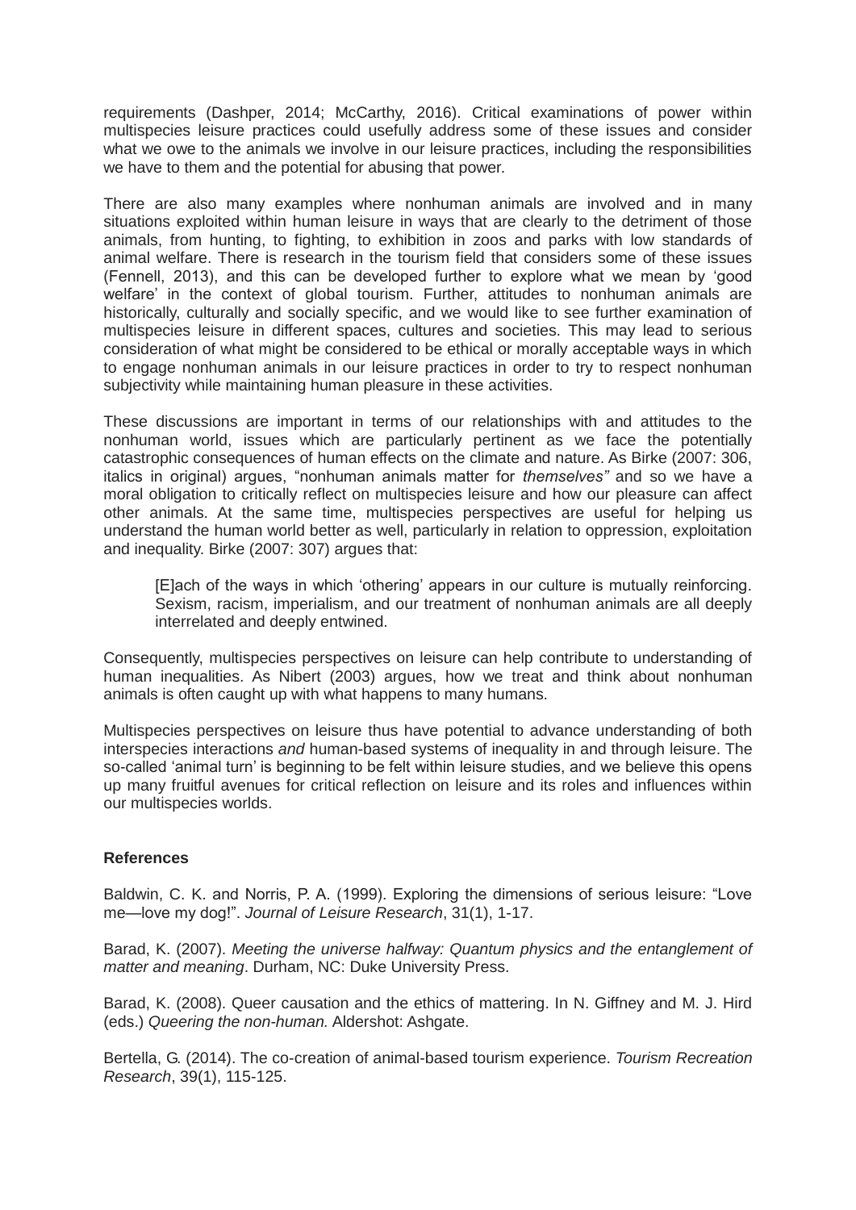requirements (Dashper, 2014; McCarthy, 2016). Critical examinations of power within multispecies leisure practices could usefully address some of these issues and consider what we owe to the animals we involve in our leisure practices, including the responsibilities we have to them and the potential for abusing that power.

There are also many examples where nonhuman animals are involved and in many situations exploited within human leisure in ways that are clearly to the detriment of those animals, from hunting, to fighting, to exhibition in zoos and parks with low standards of animal welfare. There is research in the tourism field that considers some of these issues (Fennell, 2013), and this can be developed further to explore what we mean by 'good welfare' in the context of global tourism. Further, attitudes to nonhuman animals are historically, culturally and socially specific, and we would like to see further examination of multispecies leisure in different spaces, cultures and societies. This may lead to serious consideration of what might be considered to be ethical or morally acceptable ways in which to engage nonhuman animals in our leisure practices in order to try to respect nonhuman subjectivity while maintaining human pleasure in these activities.

These discussions are important in terms of our relationships with and attitudes to the nonhuman world, issues which are particularly pertinent as we face the potentially catastrophic consequences of human effects on the climate and nature. As Birke (2007: 306, italics in original) argues, "nonhuman animals matter for *themselves"* and so we have a moral obligation to critically reflect on multispecies leisure and how our pleasure can affect other animals. At the same time, multispecies perspectives are useful for helping us understand the human world better as well, particularly in relation to oppression, exploitation and inequality. Birke (2007: 307) argues that:

> [E]ach of the ways in which 'othering' appears in our culture is mutually reinforcing. Sexism, racism, imperialism, and our treatment of nonhuman animals are all deeply interrelated and deeply entwined.

Consequently, multispecies perspectives on leisure can help contribute to understanding of human inequalities. As Nibert (2003) argues, how we treat and think about nonhuman animals is often caught up with what happens to many humans.

Multispecies perspectives on leisure thus have potential to advance understanding of both interspecies interactions *and* human-based systems of inequality in and through leisure. The so-called 'animal turn' is beginning to be felt within leisure studies, and we believe this opens up many fruitful avenues for critical reflection on leisure and its roles and influences within our multispecies worlds.

**References**

Baldwin, C. K. and Norris, P. A. (1999). Exploring the dimensions of serious leisure: "Love me—love my dog!". *Journal of Leisure Research*, 31(1), 1-17.

Barad, K. (2007). *Meeting the universe halfway: Quantum physics and the entanglement of matter and meaning*. Durham, NC: Duke University Press.

Barad, K. (2008). Queer causation and the ethics of mattering. In N. Giffney and M. J. Hird (eds.) *Queering the non-human.* Aldershot: Ashgate.

Bertella, G. (2014). The co-creation of animal-based tourism experience. *Tourism Recreation Research*, 39(1), 115-125.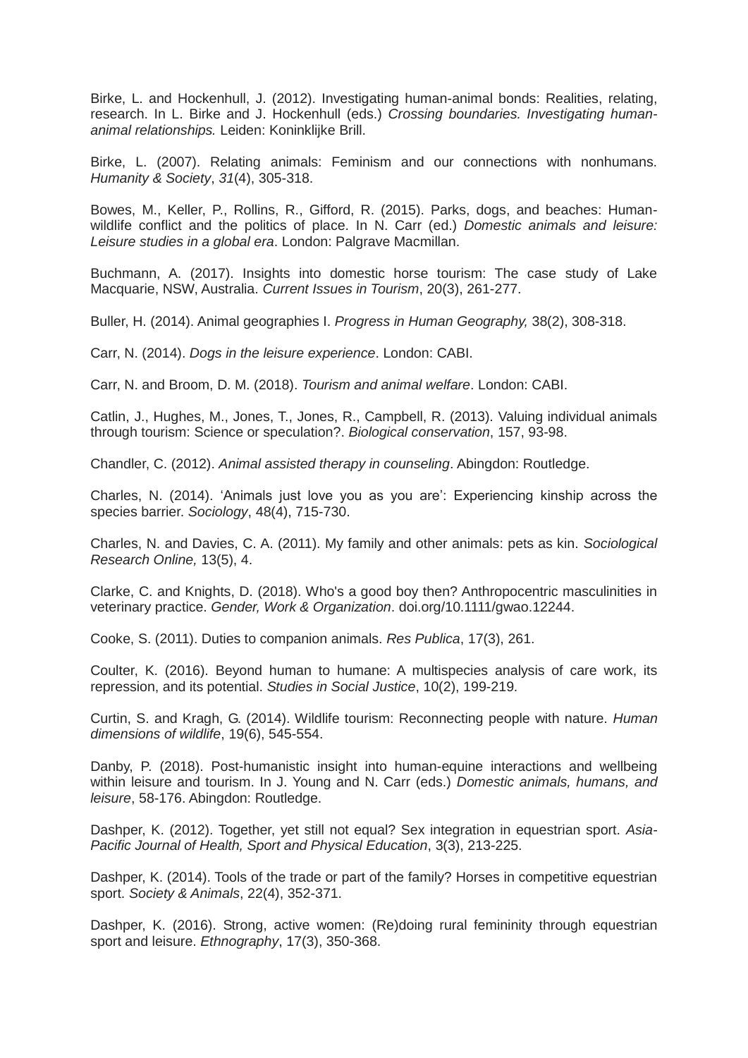Birke, L. and Hockenhull, J. (2012). Investigating human-animal bonds: Realities, relating, research. In L. Birke and J. Hockenhull (eds.) *Crossing boundaries. Investigating human-animal relationships.* Leiden: Koninklijke Brill.

Birke, L. (2007). Relating animals: Feminism and our connections with nonhumans. *Humanity & Society*, *31*(4), 305-318.

Bowes, M., Keller, P., Rollins, R., Gifford, R. (2015). Parks, dogs, and beaches: Human-wildlife conflict and the politics of place. In N. Carr (ed.) *Domestic animals and leisure: Leisure studies in a global era*. London: Palgrave Macmillan.

Buchmann, A. (2017). Insights into domestic horse tourism: The case study of Lake Macquarie, NSW, Australia. *Current Issues in Tourism*, 20(3), 261-277.

Buller, H. (2014). Animal geographies I. *Progress in Human Geography,* 38(2), 308-318.

Carr, N. (2014). *Dogs in the leisure experience*. London: CABI.

Carr, N. and Broom, D. M. (2018). *Tourism and animal welfare*. London: CABI.

Catlin, J., Hughes, M., Jones, T., Jones, R., Campbell, R. (2013). Valuing individual animals through tourism: Science or speculation?. *Biological conservation*, 157, 93-98.

Chandler, C. (2012). *Animal assisted therapy in counseling*. Abingdon: Routledge.

Charles, N. (2014). 'Animals just love you as you are': Experiencing kinship across the species barrier. *Sociology*, 48(4), 715-730.

Charles, N. and Davies, C. A. (2011). My family and other animals: pets as kin. *Sociological Research Online,* 13(5), 4.

Clarke, C. and Knights, D. (2018). Who's a good boy then? Anthropocentric masculinities in veterinary practice. *Gender, Work & Organization*. doi.org/10.1111/gwao.12244.

Cooke, S. (2011). Duties to companion animals. *Res Publica*, 17(3), 261.

Coulter, K. (2016). Beyond human to humane: A multispecies analysis of care work, its repression, and its potential. *Studies in Social Justice*, 10(2), 199-219.

Curtin, S. and Kragh, G. (2014). Wildlife tourism: Reconnecting people with nature. *Human dimensions of wildlife*, 19(6), 545-554.

Danby, P. (2018). Post-humanistic insight into human-equine interactions and wellbeing within leisure and tourism. In J. Young and N. Carr (eds.) *Domestic animals, humans, and leisure*, 58-176. Abingdon: Routledge.

Dashper, K. (2012). Together, yet still not equal? Sex integration in equestrian sport. *Asia-Pacific Journal of Health, Sport and Physical Education*, 3(3), 213-225.

Dashper, K. (2014). Tools of the trade or part of the family? Horses in competitive equestrian sport. *Society & Animals*, 22(4), 352-371.

Dashper, K. (2016). Strong, active women: (Re)doing rural femininity through equestrian sport and leisure. *Ethnography*, 17(3), 350-368.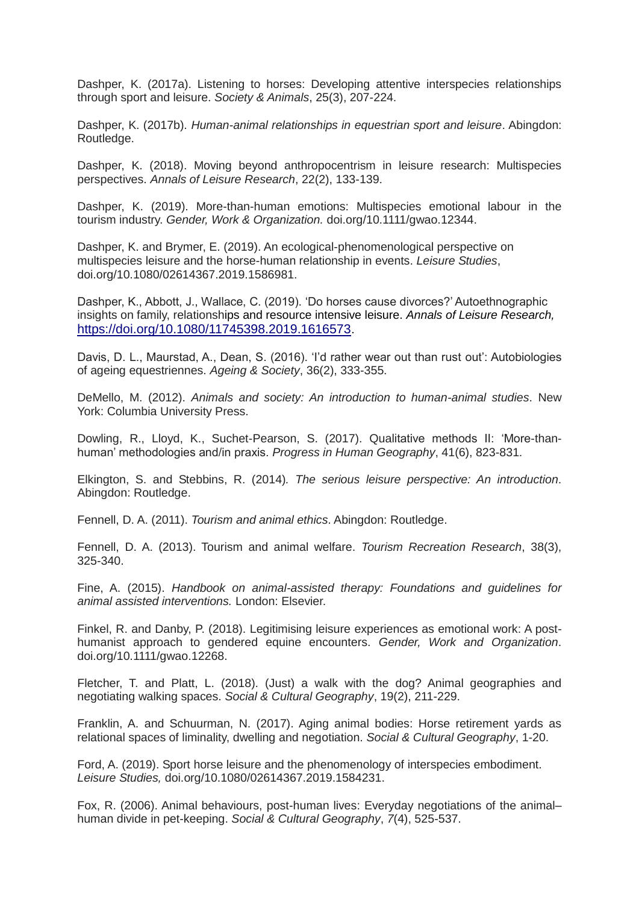Dashper, K. (2017a). Listening to horses: Developing attentive interspecies relationships through sport and leisure. *Society & Animals*, 25(3), 207-224.

Dashper, K. (2017b). *Human-animal relationships in equestrian sport and leisure*. Abingdon: Routledge.

Dashper, K. (2018). Moving beyond anthropocentrism in leisure research: Multispecies perspectives. *Annals of Leisure Research*, 22(2), 133-139.

Dashper, K. (2019). More-than-human emotions: Multispecies emotional labour in the tourism industry. *Gender, Work & Organization.* doi.org/10.1111/gwao.12344.

Dashper, K. and Brymer, E. (2019). An ecological-phenomenological perspective on multispecies leisure and the horse-human relationship in events. *Leisure Studies*, doi.org/10.1080/02614367.2019.1586981.

Dashper, K., Abbott, J., Wallace, C. (2019). 'Do horses cause divorces?' Autoethnographic insights on family, relationships and resource intensive leisure. *Annals of Leisure Research,* https://doi.org/10.1080/11745398.2019.1616573.

Davis, D. L., Maurstad, A., Dean, S. (2016). 'I'd rather wear out than rust out': Autobiologies of ageing equestriennes. *Ageing & Society*, 36(2), 333-355.

DeMello, M. (2012). *Animals and society: An introduction to human-animal studies*. New York: Columbia University Press.

Dowling, R., Lloyd, K., Suchet-Pearson, S. (2017). Qualitative methods II: 'More-than-human' methodologies and/in praxis. *Progress in Human Geography*, 41(6), 823-831.

Elkington, S. and Stebbins, R. (2014). *The serious leisure perspective: An introduction*. Abingdon: Routledge.

Fennell, D. A. (2011). *Tourism and animal ethics*. Abingdon: Routledge.

Fennell, D. A. (2013). Tourism and animal welfare. *Tourism Recreation Research*, 38(3), 325-340.

Fine, A. (2015). *Handbook on animal-assisted therapy: Foundations and guidelines for animal assisted interventions.* London: Elsevier.

Finkel, R. and Danby, P. (2018). Legitimising leisure experiences as emotional work: A post-humanist approach to gendered equine encounters. *Gender, Work and Organization*. doi.org/10.1111/gwao.12268.

Fletcher, T. and Platt, L. (2018). (Just) a walk with the dog? Animal geographies and negotiating walking spaces. *Social & Cultural Geography*, 19(2), 211-229.

Franklin, A. and Schuurman, N. (2017). Aging animal bodies: Horse retirement yards as relational spaces of liminality, dwelling and negotiation. *Social & Cultural Geography*, 1-20.

Ford, A. (2019). Sport horse leisure and the phenomenology of interspecies embodiment. *Leisure Studies,* doi.org/10.1080/02614367.2019.1584231.

Fox, R. (2006). Animal behaviours, post-human lives: Everyday negotiations of the animal–human divide in pet-keeping. *Social & Cultural Geography*, *7*(4), 525-537.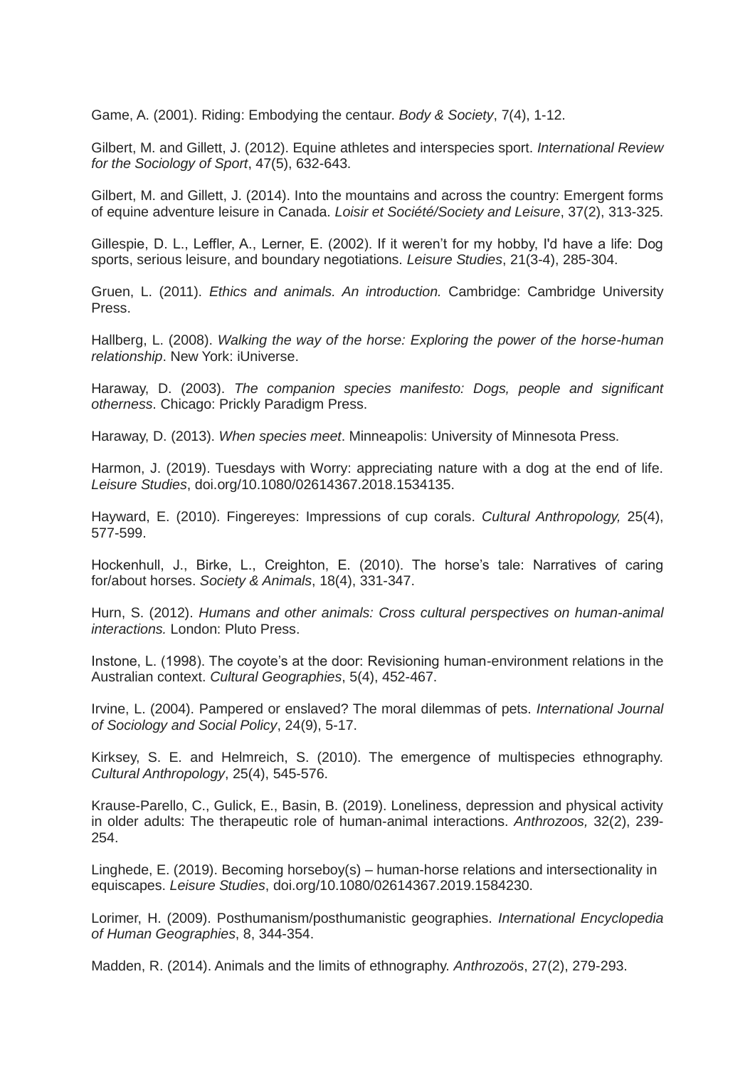Game, A. (2001). Riding: Embodying the centaur. *Body & Society*, 7(4), 1-12.

Gilbert, M. and Gillett, J. (2012). Equine athletes and interspecies sport. *International Review for the Sociology of Sport*, 47(5), 632-643.

Gilbert, M. and Gillett, J. (2014). Into the mountains and across the country: Emergent forms of equine adventure leisure in Canada. *Loisir et Société/Society and Leisure*, 37(2), 313-325.

Gillespie, D. L., Leffler, A., Lerner, E. (2002). If it weren't for my hobby, I'd have a life: Dog sports, serious leisure, and boundary negotiations. *Leisure Studies*, 21(3-4), 285-304.

Gruen, L. (2011). *Ethics and animals. An introduction.* Cambridge: Cambridge University Press.

Hallberg, L. (2008). *Walking the way of the horse: Exploring the power of the horse-human relationship*. New York: iUniverse.

Haraway, D. (2003). *The companion species manifesto: Dogs, people and significant otherness*. Chicago: Prickly Paradigm Press.

Haraway, D. (2013). *When species meet*. Minneapolis: University of Minnesota Press.

Harmon, J. (2019). Tuesdays with Worry: appreciating nature with a dog at the end of life. *Leisure Studies*, doi.org/10.1080/02614367.2018.1534135.

Hayward, E. (2010). Fingereyes: Impressions of cup corals. *Cultural Anthropology,* 25(4), 577-599.

Hockenhull, J., Birke, L., Creighton, E. (2010). The horse's tale: Narratives of caring for/about horses. *Society & Animals*, 18(4), 331-347.

Hurn, S. (2012). *Humans and other animals: Cross cultural perspectives on human-animal interactions.* London: Pluto Press.

Instone, L. (1998). The coyote's at the door: Revisioning human-environment relations in the Australian context. *Cultural Geographies*, 5(4), 452-467.

Irvine, L. (2004). Pampered or enslaved? The moral dilemmas of pets. *International Journal of Sociology and Social Policy*, 24(9), 5-17.

Kirksey, S. E. and Helmreich, S. (2010). The emergence of multispecies ethnography. *Cultural Anthropology*, 25(4), 545-576.

Krause-Parello, C., Gulick, E., Basin, B. (2019). Loneliness, depression and physical activity in older adults: The therapeutic role of human-animal interactions. *Anthrozoos,* 32(2), 239-254.

Linghede, E. (2019). Becoming horseboy(s) – human-horse relations and intersectionality in equiscapes. *Leisure Studies*, doi.org/10.1080/02614367.2019.1584230.

Lorimer, H. (2009). Posthumanism/posthumanistic geographies. *International Encyclopedia of Human Geographies*, 8, 344-354.

Madden, R. (2014). Animals and the limits of ethnography. *Anthrozoös*, 27(2), 279-293.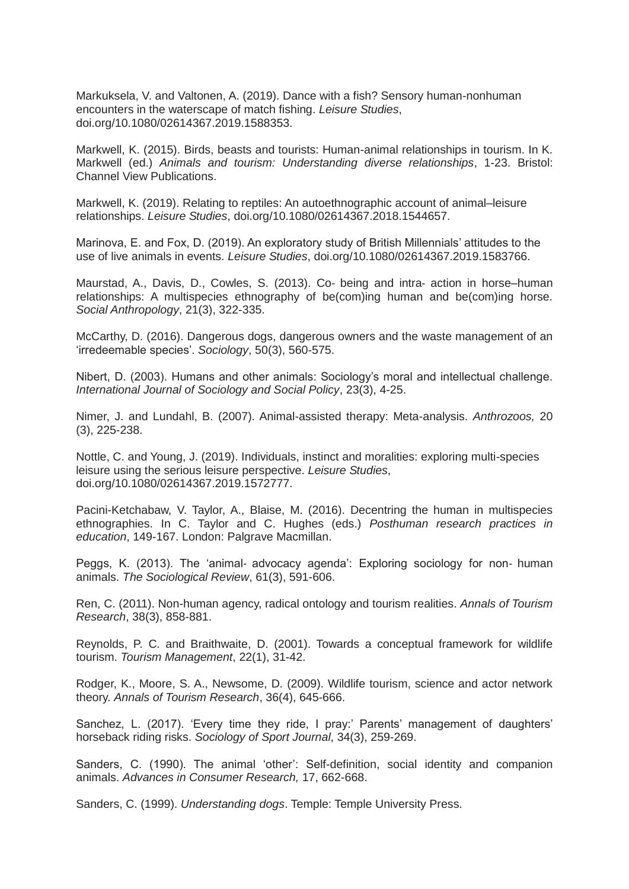Markuksela, V. and Valtonen, A. (2019). Dance with a fish? Sensory human-nonhuman encounters in the waterscape of match fishing. *Leisure Studies*, doi.org/10.1080/02614367.2019.1588353.

Markwell, K. (2015). Birds, beasts and tourists: Human-animal relationships in tourism. In K. Markwell (ed.) *Animals and tourism: Understanding diverse relationships*, 1-23. Bristol: Channel View Publications.

Markwell, K. (2019). Relating to reptiles: An autoethnographic account of animal–leisure relationships. *Leisure Studies*, doi.org/10.1080/02614367.2018.1544657.

Marinova, E. and Fox, D. (2019). An exploratory study of British Millennials' attitudes to the use of live animals in events. *Leisure Studies*, doi.org/10.1080/02614367.2019.1583766.

Maurstad, A., Davis, D., Cowles, S. (2013). Co- being and intra- action in horse–human relationships: A multispecies ethnography of be(com)ing human and be(com)ing horse. *Social Anthropology*, 21(3), 322-335.

McCarthy, D. (2016). Dangerous dogs, dangerous owners and the waste management of an 'irredeemable species'. *Sociology*, 50(3), 560-575.

Nibert, D. (2003). Humans and other animals: Sociology's moral and intellectual challenge. *International Journal of Sociology and Social Policy*, 23(3), 4-25.

Nimer, J. and Lundahl, B. (2007). Animal-assisted therapy: Meta-analysis. *Anthrozoos,* 20 (3), 225-238.

Nottle, C. and Young, J. (2019). Individuals, instinct and moralities: exploring multi-species leisure using the serious leisure perspective. *Leisure Studies*, doi.org/10.1080/02614367.2019.1572777.

Pacini-Ketchabaw, V. Taylor, A., Blaise, M. (2016). Decentring the human in multispecies ethnographies. In C. Taylor and C. Hughes (eds.) *Posthuman research practices in education*, 149-167. London: Palgrave Macmillan.

Peggs, K. (2013). The 'animal- advocacy agenda': Exploring sociology for non- human animals. *The Sociological Review*, 61(3), 591-606.

Ren, C. (2011). Non-human agency, radical ontology and tourism realities. *Annals of Tourism Research*, 38(3), 858-881.

Reynolds, P. C. and Braithwaite, D. (2001). Towards a conceptual framework for wildlife tourism. *Tourism Management*, 22(1), 31-42.

Rodger, K., Moore, S. A., Newsome, D. (2009). Wildlife tourism, science and actor network theory. *Annals of Tourism Research*, 36(4), 645-666.

Sanchez, L. (2017). 'Every time they ride, I pray:' Parents' management of daughters' horseback riding risks. *Sociology of Sport Journal*, 34(3), 259-269.

Sanders, C. (1990). The animal 'other': Self-definition, social identity and companion animals. *Advances in Consumer Research,* 17, 662-668.

Sanders, C. (1999). *Understanding dogs*. Temple: Temple University Press.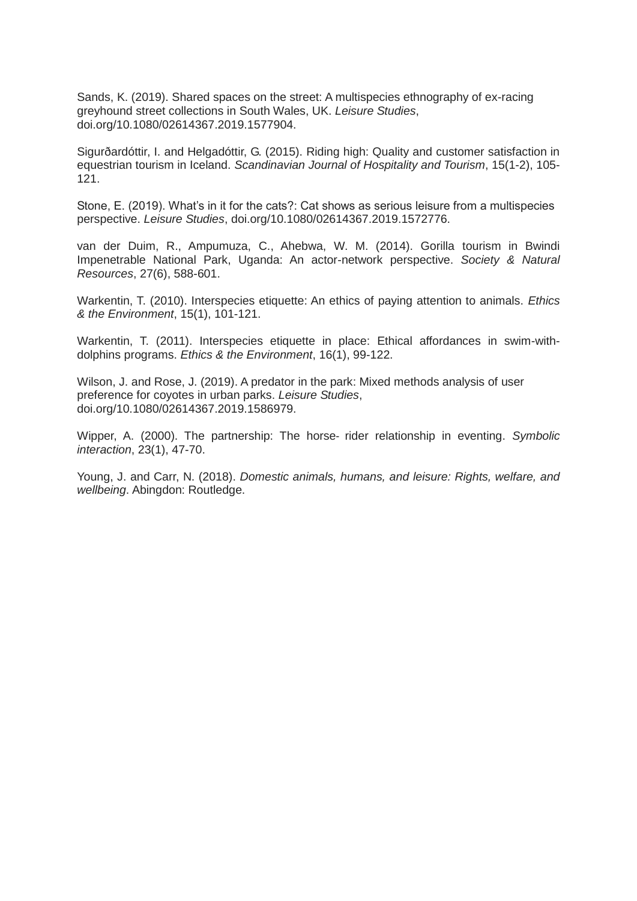Sands, K. (2019). Shared spaces on the street: A multispecies ethnography of ex-racing greyhound street collections in South Wales, UK. *Leisure Studies*, doi.org/10.1080/02614367.2019.1577904.

Sigurðardóttir, I. and Helgadóttir, G. (2015). Riding high: Quality and customer satisfaction in equestrian tourism in Iceland. *Scandinavian Journal of Hospitality and Tourism*, 15(1-2), 105-121.

Stone, E. (2019). What's in it for the cats?: Cat shows as serious leisure from a multispecies perspective. *Leisure Studies*, doi.org/10.1080/02614367.2019.1572776.

van der Duim, R., Ampumuza, C., Ahebwa, W. M. (2014). Gorilla tourism in Bwindi Impenetrable National Park, Uganda: An actor-network perspective. *Society & Natural Resources*, 27(6), 588-601.

Warkentin, T. (2010). Interspecies etiquette: An ethics of paying attention to animals. *Ethics & the Environment*, 15(1), 101-121.

Warkentin, T. (2011). Interspecies etiquette in place: Ethical affordances in swim-with-dolphins programs. *Ethics & the Environment*, 16(1), 99-122.

Wilson, J. and Rose, J. (2019). A predator in the park: Mixed methods analysis of user preference for coyotes in urban parks. *Leisure Studies*, doi.org/10.1080/02614367.2019.1586979.

Wipper, A. (2000). The partnership: The horse- rider relationship in eventing. *Symbolic interaction*, 23(1), 47-70.

Young, J. and Carr, N. (2018). *Domestic animals, humans, and leisure: Rights, welfare, and wellbeing*. Abingdon: Routledge.